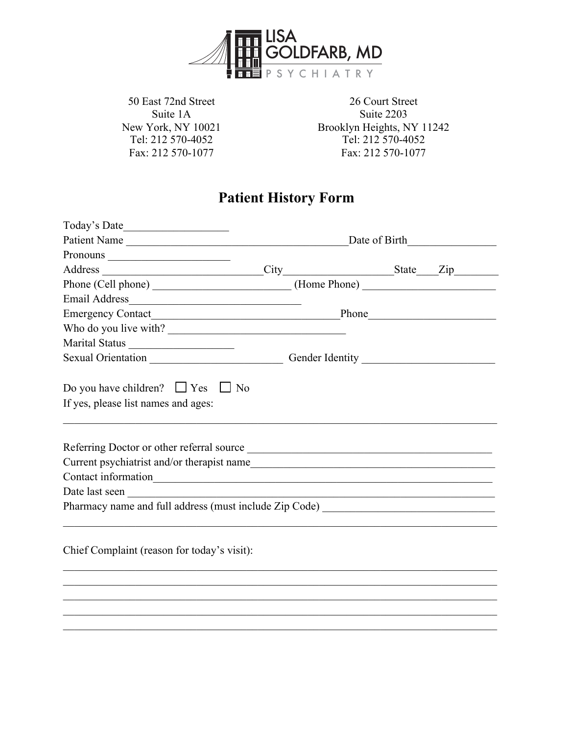LISA GOLDFARB, MD
PSYCHIATRY

50 East 72nd Street
Suite 1A
New York, NY 10021
Tel: 212 570-4052
Fax: 212 570-1077

26 Court Street
Suite 2203
Brooklyn Heights, NY 11242
Tel: 212 570-4052
Fax: 212 570-1077

# Patient History Form

Today's Date__________________

Patient Name ________________________________________Date of Birth________________

Pronouns ______________________

Address _____________________________City___________________State____Zip________

Phone (Cell phone) __________________________ (Home Phone) ________________________

Email Address________________________________

Emergency Contact___________________________________Phone______________________

Who do you live with? ________________________________

Marital Status __________________

Sexual Orientation ________________________ Gender Identity _______________________

Do you have children? ☐ Yes ☐ No

If yes, please list names and ages:

_______________________________________________________________________________

Referring Doctor or other referral source _____________________________________________

Current psychiatrist and/or therapist name____________________________________________

Contact information_______________________________________________________________

Date last seen ____________________________________________________________________

Pharmacy name and full address (must include Zip Code) _______________________________

_______________________________________________________________________________

Chief Complaint (reason for today's visit):

_______________________________________________________________________________

_______________________________________________________________________________

_______________________________________________________________________________

_______________________________________________________________________________

_______________________________________________________________________________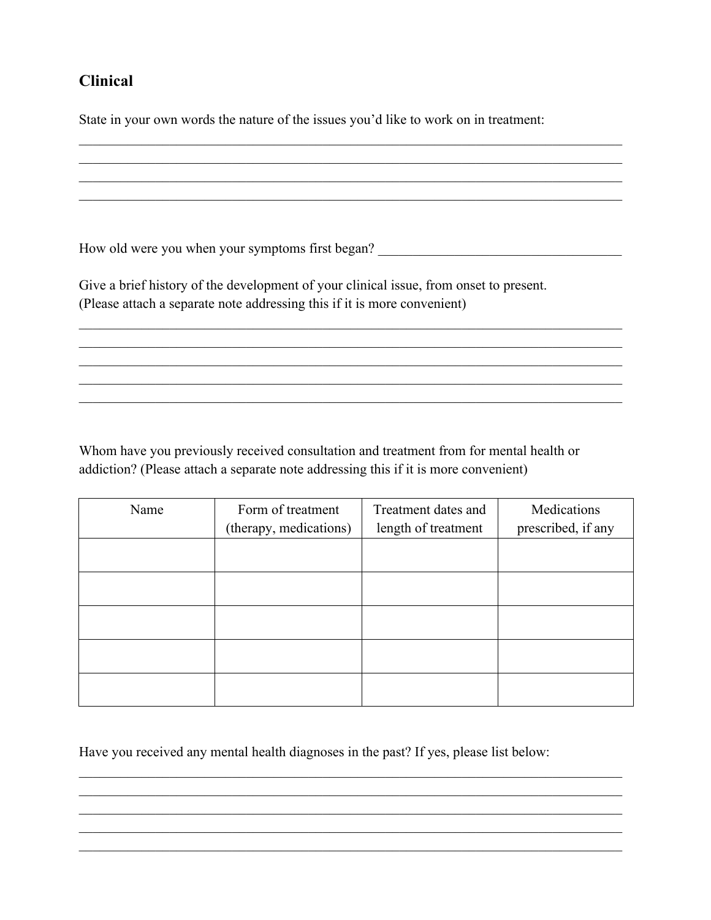## Clinical

State in your own words the nature of the issues you'd like to work on in treatment:

\_\_\_\_\_\_\_\_\_\_\_\_\_\_\_\_\_\_\_\_\_\_\_\_\_\_\_\_\_\_\_\_\_\_\_\_\_\_\_\_\_\_\_\_\_\_\_\_\_\_\_\_\_\_\_\_\_\_\_\_\_\_\_\_\_\_\_\_\_\_\_\_
\_\_\_\_\_\_\_\_\_\_\_\_\_\_\_\_\_\_\_\_\_\_\_\_\_\_\_\_\_\_\_\_\_\_\_\_\_\_\_\_\_\_\_\_\_\_\_\_\_\_\_\_\_\_\_\_\_\_\_\_\_\_\_\_\_\_\_\_\_\_\_\_
\_\_\_\_\_\_\_\_\_\_\_\_\_\_\_\_\_\_\_\_\_\_\_\_\_\_\_\_\_\_\_\_\_\_\_\_\_\_\_\_\_\_\_\_\_\_\_\_\_\_\_\_\_\_\_\_\_\_\_\_\_\_\_\_\_\_\_\_\_\_\_\_
\_\_\_\_\_\_\_\_\_\_\_\_\_\_\_\_\_\_\_\_\_\_\_\_\_\_\_\_\_\_\_\_\_\_\_\_\_\_\_\_\_\_\_\_\_\_\_\_\_\_\_\_\_\_\_\_\_\_\_\_\_\_\_\_\_\_\_\_\_\_\_\_

How old were you when your symptoms first began? \_\_\_\_\_\_\_\_\_\_\_\_\_\_\_\_\_\_\_\_\_\_\_\_\_\_\_\_\_\_\_\_\_\_\_

Give a brief history of the development of your clinical issue, from onset to present.
(Please attach a separate note addressing this if it is more convenient)

\_\_\_\_\_\_\_\_\_\_\_\_\_\_\_\_\_\_\_\_\_\_\_\_\_\_\_\_\_\_\_\_\_\_\_\_\_\_\_\_\_\_\_\_\_\_\_\_\_\_\_\_\_\_\_\_\_\_\_\_\_\_\_\_\_\_\_\_\_\_\_\_
\_\_\_\_\_\_\_\_\_\_\_\_\_\_\_\_\_\_\_\_\_\_\_\_\_\_\_\_\_\_\_\_\_\_\_\_\_\_\_\_\_\_\_\_\_\_\_\_\_\_\_\_\_\_\_\_\_\_\_\_\_\_\_\_\_\_\_\_\_\_\_\_
\_\_\_\_\_\_\_\_\_\_\_\_\_\_\_\_\_\_\_\_\_\_\_\_\_\_\_\_\_\_\_\_\_\_\_\_\_\_\_\_\_\_\_\_\_\_\_\_\_\_\_\_\_\_\_\_\_\_\_\_\_\_\_\_\_\_\_\_\_\_\_\_
\_\_\_\_\_\_\_\_\_\_\_\_\_\_\_\_\_\_\_\_\_\_\_\_\_\_\_\_\_\_\_\_\_\_\_\_\_\_\_\_\_\_\_\_\_\_\_\_\_\_\_\_\_\_\_\_\_\_\_\_\_\_\_\_\_\_\_\_\_\_\_\_
\_\_\_\_\_\_\_\_\_\_\_\_\_\_\_\_\_\_\_\_\_\_\_\_\_\_\_\_\_\_\_\_\_\_\_\_\_\_\_\_\_\_\_\_\_\_\_\_\_\_\_\_\_\_\_\_\_\_\_\_\_\_\_\_\_\_\_\_\_\_\_\_

Whom have you previously received consultation and treatment from for mental health or addiction? (Please attach a separate note addressing this if it is more convenient)

| Name | Form of treatment (therapy, medications) | Treatment dates and length of treatment | Medications prescribed, if any |
|---|---|---|---|
| | | | |
| | | | |
| | | | |
| | | | |
| | | | |

Have you received any mental health diagnoses in the past? If yes, please list below:

\_\_\_\_\_\_\_\_\_\_\_\_\_\_\_\_\_\_\_\_\_\_\_\_\_\_\_\_\_\_\_\_\_\_\_\_\_\_\_\_\_\_\_\_\_\_\_\_\_\_\_\_\_\_\_\_\_\_\_\_\_\_\_\_\_\_\_\_\_\_\_\_
\_\_\_\_\_\_\_\_\_\_\_\_\_\_\_\_\_\_\_\_\_\_\_\_\_\_\_\_\_\_\_\_\_\_\_\_\_\_\_\_\_\_\_\_\_\_\_\_\_\_\_\_\_\_\_\_\_\_\_\_\_\_\_\_\_\_\_\_\_\_\_\_
\_\_\_\_\_\_\_\_\_\_\_\_\_\_\_\_\_\_\_\_\_\_\_\_\_\_\_\_\_\_\_\_\_\_\_\_\_\_\_\_\_\_\_\_\_\_\_\_\_\_\_\_\_\_\_\_\_\_\_\_\_\_\_\_\_\_\_\_\_\_\_\_
\_\_\_\_\_\_\_\_\_\_\_\_\_\_\_\_\_\_\_\_\_\_\_\_\_\_\_\_\_\_\_\_\_\_\_\_\_\_\_\_\_\_\_\_\_\_\_\_\_\_\_\_\_\_\_\_\_\_\_\_\_\_\_\_\_\_\_\_\_\_\_\_
\_\_\_\_\_\_\_\_\_\_\_\_\_\_\_\_\_\_\_\_\_\_\_\_\_\_\_\_\_\_\_\_\_\_\_\_\_\_\_\_\_\_\_\_\_\_\_\_\_\_\_\_\_\_\_\_\_\_\_\_\_\_\_\_\_\_\_\_\_\_\_\_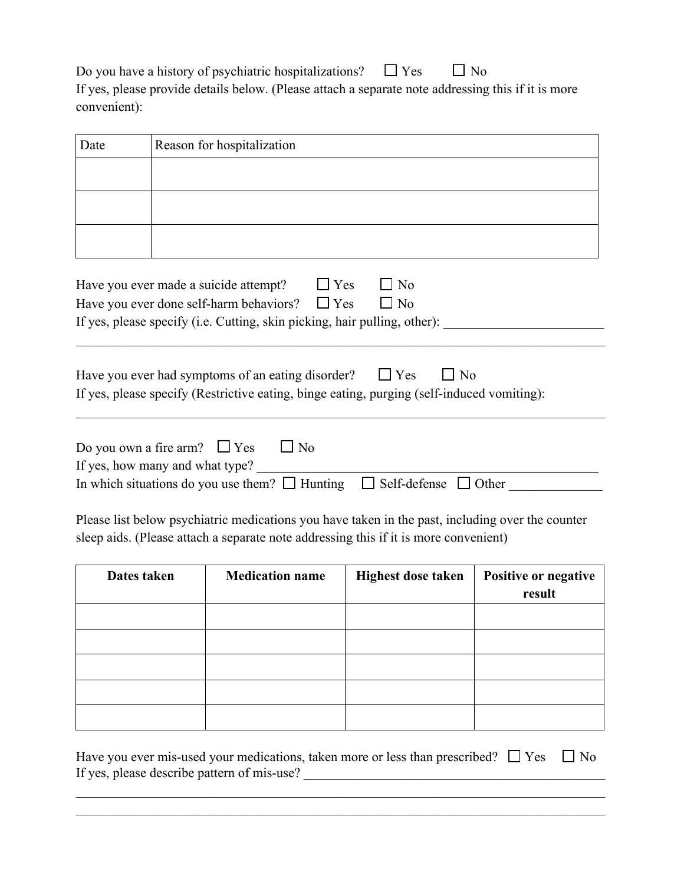Do you have a history of psychiatric hospitalizations? ☐ Yes ☐ No
If yes, please provide details below. (Please attach a separate note addressing this if it is more convenient):

| Date | Reason for hospitalization |
|---|---|
| | |
| | |
| | |

Have you ever made a suicide attempt? ☐ Yes ☐ No
Have you ever done self-harm behaviors? ☐ Yes ☐ No
If yes, please specify (i.e. Cutting, skin picking, hair pulling, other): ________________________
______________________________________________________________________________

Have you ever had symptoms of an eating disorder? ☐ Yes ☐ No
If yes, please specify (Restrictive eating, binge eating, purging (self-induced vomiting):
______________________________________________________________________________

Do you own a fire arm? ☐ Yes ☐ No
If yes, how many and what type? ______________________________________________
In which situations do you use them? ☐ Hunting ☐ Self-defense ☐ Other ______________

Please list below psychiatric medications you have taken in the past, including over the counter sleep aids. (Please attach a separate note addressing this if it is more convenient)

| **Dates taken** | **Medication name** | **Highest dose taken** | **Positive or negative result** |
|---|---|---|---|
| | | | |
| | | | |
| | | | |
| | | | |
| | | | |

Have you ever mis-used your medications, taken more or less than prescribed? ☐ Yes ☐ No
If yes, please describe pattern of mis-use? ________________________________________________
______________________________________________________________________________
______________________________________________________________________________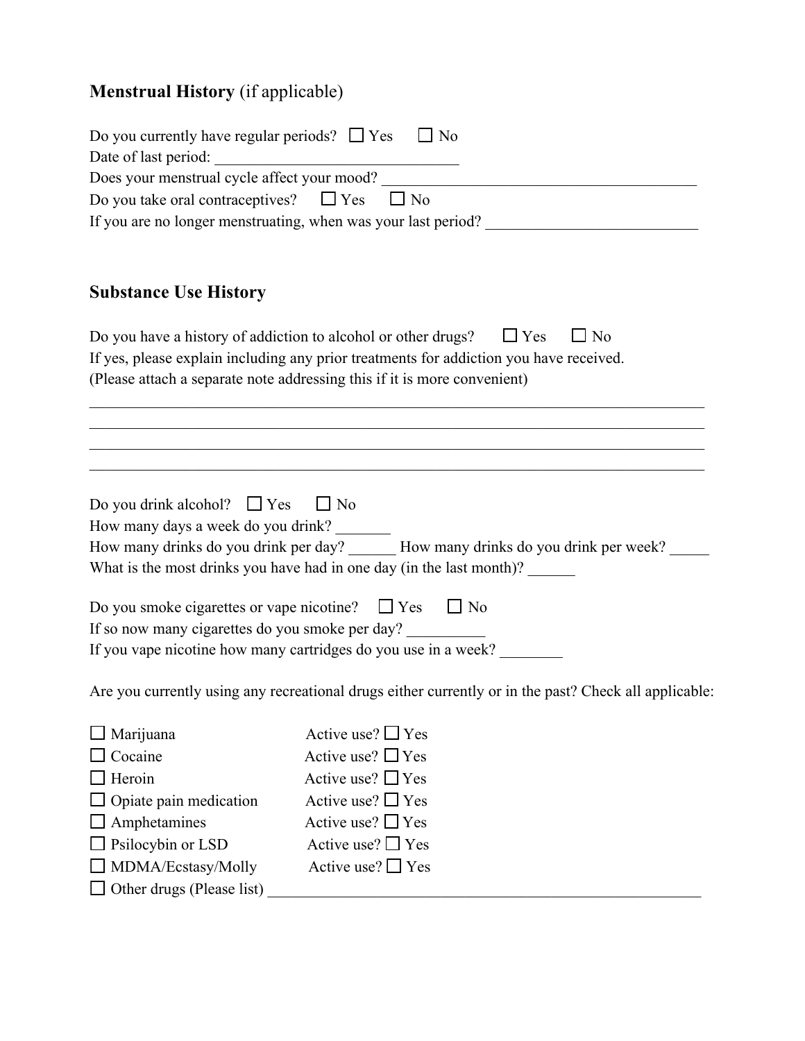## Menstrual History (if applicable)

Do you currently have regular periods? ☐ Yes ☐ No
Date of last period: _______________________________
Does your menstrual cycle affect your mood? ________________________________________
Do you take oral contraceptives? ☐ Yes ☐ No
If you are no longer menstruating, when was your last period? ___________________________

## Substance Use History

Do you have a history of addiction to alcohol or other drugs? ☐ Yes ☐ No
If yes, please explain including any prior treatments for addiction you have received.
(Please attach a separate note addressing this if it is more convenient)

______________________________________________________________________________
______________________________________________________________________________
______________________________________________________________________________
______________________________________________________________________________

Do you drink alcohol? ☐ Yes ☐ No
How many days a week do you drink? _______
How many drinks do you drink per day? ______ How many drinks do you drink per week? _____
What is the most drinks you have had in one day (in the last month)? ______

Do you smoke cigarettes or vape nicotine? ☐ Yes ☐ No
If so now many cigarettes do you smoke per day? __________
If you vape nicotine how many cartridges do you use in a week? ________

Are you currently using any recreational drugs either currently or in the past? Check all applicable:

☐ Marijuana Active use? ☐ Yes
☐ Cocaine Active use? ☐ Yes
☐ Heroin Active use? ☐ Yes
☐ Opiate pain medication Active use? ☐ Yes
☐ Amphetamines Active use? ☐ Yes
☐ Psilocybin or LSD Active use? ☐ Yes
☐ MDMA/Ecstasy/Molly Active use? ☐ Yes
☐ Other drugs (Please list) ________________________________________________________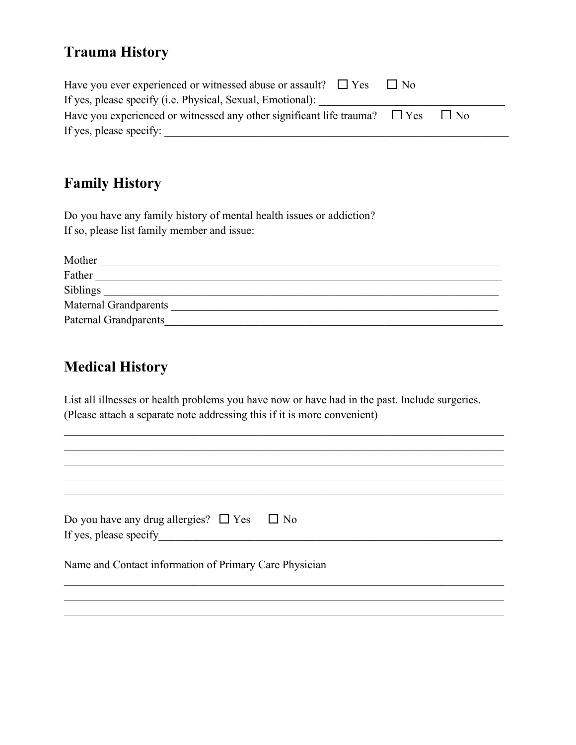## Trauma History

Have you ever experienced or witnessed abuse or assault? ☐ Yes ☐ No
If yes, please specify (i.e. Physical, Sexual, Emotional): ________________________________
Have you experienced or witnessed any other significant life trauma? ☐ Yes ☐ No
If yes, please specify: ________________________________________________________________

## Family History

Do you have any family history of mental health issues or addiction?
If so, please list family member and issue:

Mother ____________________________________________________________________
Father ____________________________________________________________________
Siblings ___________________________________________________________________
Maternal Grandparents ______________________________________________________
Paternal Grandparents_______________________________________________________

## Medical History

List all illnesses or health problems you have now or have had in the past. Include surgeries.
(Please attach a separate note addressing this if it is more convenient)

___________________________________________________________________________
___________________________________________________________________________
___________________________________________________________________________
___________________________________________________________________________
___________________________________________________________________________

Do you have any drug allergies? ☐ Yes ☐ No
If yes, please specify_______________________________________________________

Name and Contact information of Primary Care Physician

___________________________________________________________________________
___________________________________________________________________________
___________________________________________________________________________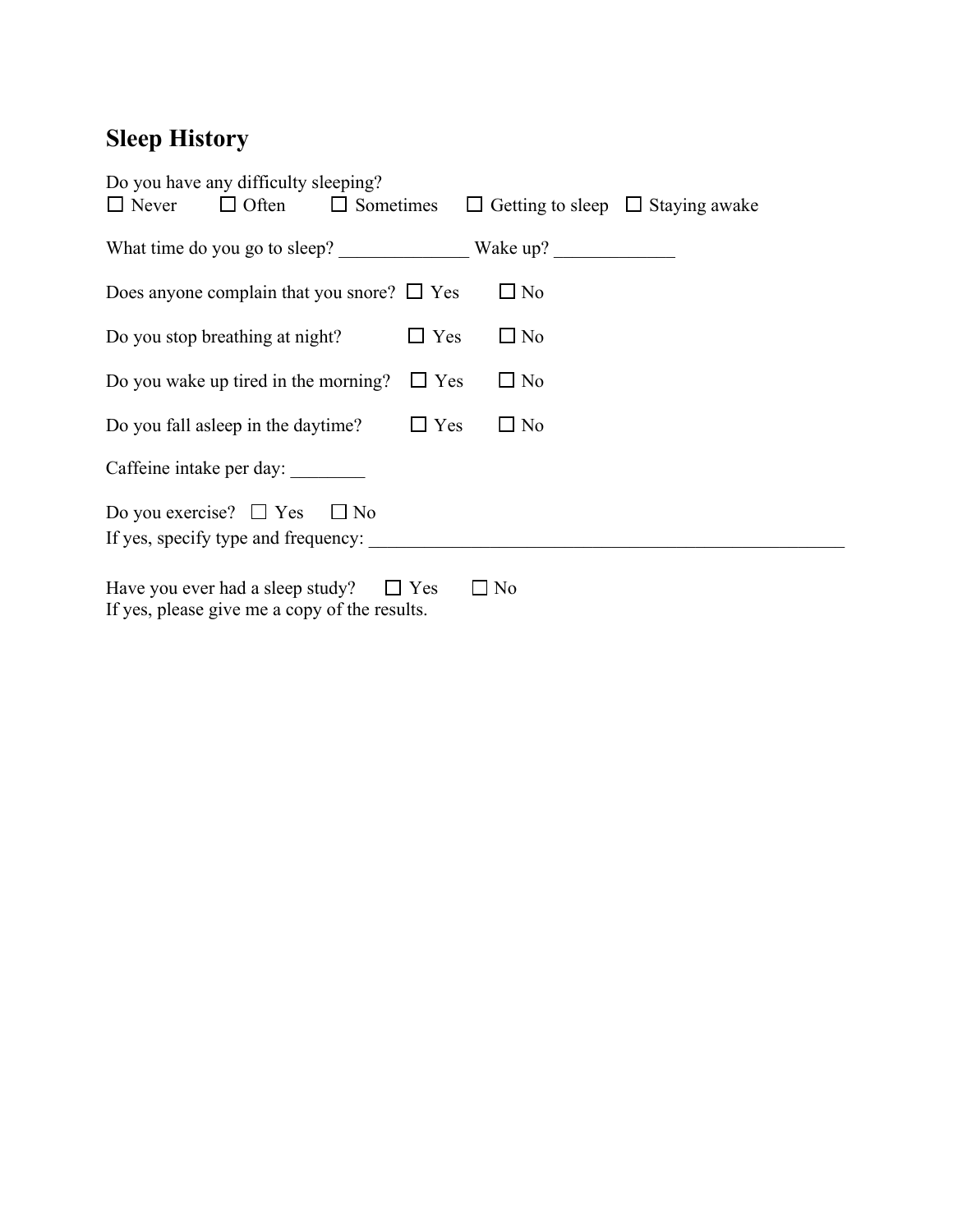## Sleep History

Do you have any difficulty sleeping?
☐ Never ☐ Often ☐ Sometimes ☐ Getting to sleep ☐ Staying awake

What time do you go to sleep? ______________ Wake up? _____________

Does anyone complain that you snore? ☐ Yes ☐ No

Do you stop breathing at night? ☐ Yes ☐ No

Do you wake up tired in the morning? ☐ Yes ☐ No

Do you fall asleep in the daytime? ☐ Yes ☐ No

Caffeine intake per day: ________

Do you exercise? ☐ Yes ☐ No
If yes, specify type and frequency: ______________________________________________________

Have you ever had a sleep study? ☐ Yes ☐ No
If yes, please give me a copy of the results.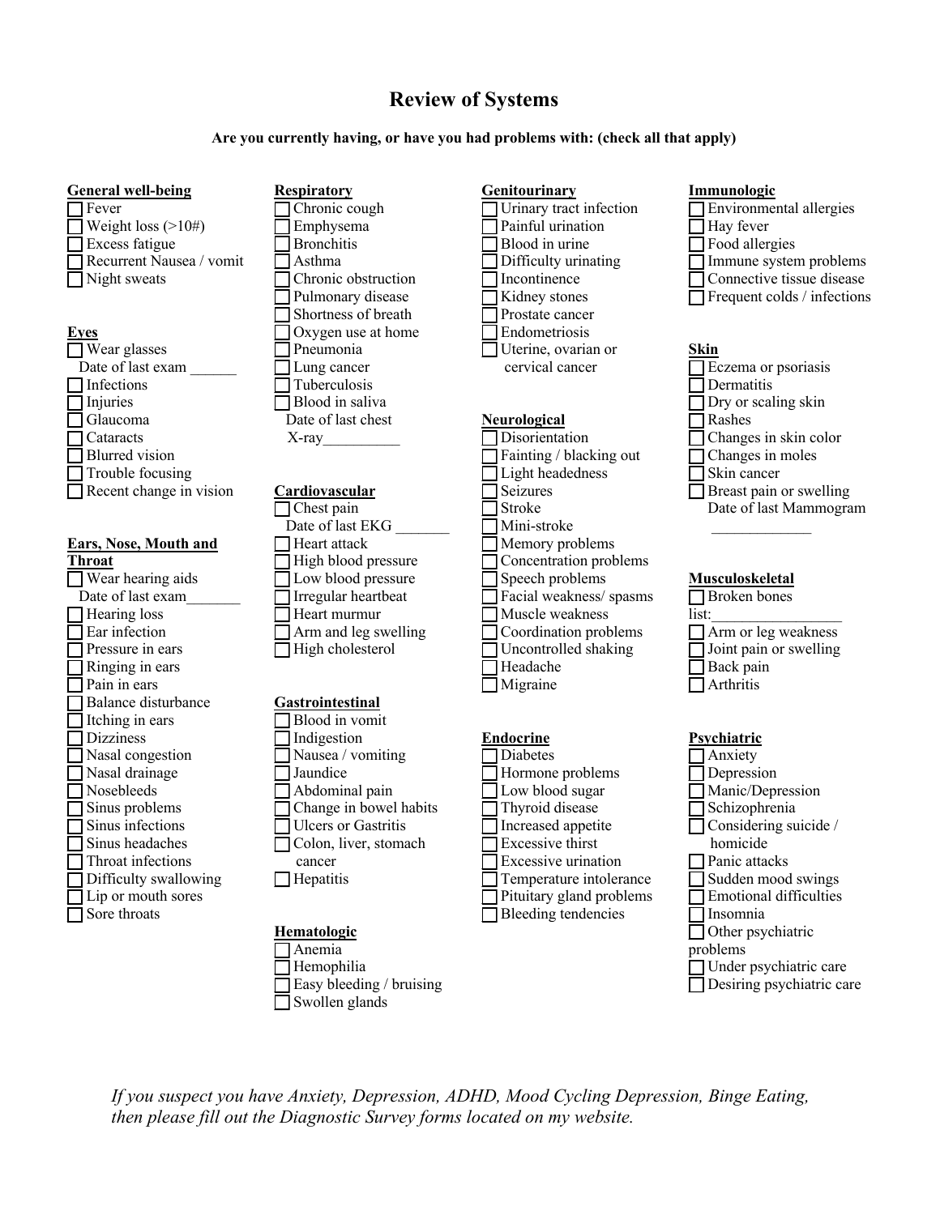# Review of Systems

**Are you currently having, or have you had problems with: (check all that apply)**

**General well-being**
- [ ] Fever
- [ ] Weight loss (>10#)
- [ ] Excess fatigue
- [ ] Recurrent Nausea / vomit
- [ ] Night sweats

**Eyes**
- [ ] Wear glasses
  Date of last exam ______
- [ ] Infections
- [ ] Injuries
- [ ] Glaucoma
- [ ] Cataracts
- [ ] Blurred vision
- [ ] Trouble focusing
- [ ] Recent change in vision

**Ears, Nose, Mouth and Throat**
- [ ] Wear hearing aids
  Date of last exam_______
- [ ] Hearing loss
- [ ] Ear infection
- [ ] Pressure in ears
- [ ] Ringing in ears
- [ ] Pain in ears
- [ ] Balance disturbance
- [ ] Itching in ears
- [ ] Dizziness
- [ ] Nasal congestion
- [ ] Nasal drainage
- [ ] Nosebleeds
- [ ] Sinus problems
- [ ] Sinus infections
- [ ] Sinus headaches
- [ ] Throat infections
- [ ] Difficulty swallowing
- [ ] Lip or mouth sores
- [ ] Sore throats

**Respiratory**
- [ ] Chronic cough
- [ ] Emphysema
- [ ] Bronchitis
- [ ] Asthma
- [ ] Chronic obstruction
- [ ] Pulmonary disease
- [ ] Shortness of breath
- [ ] Oxygen use at home
- [ ] Pneumonia
- [ ] Lung cancer
- [ ] Tuberculosis
- [ ] Blood in saliva
  Date of last chest X-ray__________

**Cardiovascular**
- [ ] Chest pain
  Date of last EKG _______
- [ ] Heart attack
- [ ] High blood pressure
- [ ] Low blood pressure
- [ ] Irregular heartbeat
- [ ] Heart murmur
- [ ] Arm and leg swelling
- [ ] High cholesterol

**Gastrointestinal**
- [ ] Blood in vomit
- [ ] Indigestion
- [ ] Nausea / vomiting
- [ ] Jaundice
- [ ] Abdominal pain
- [ ] Change in bowel habits
- [ ] Ulcers or Gastritis
- [ ] Colon, liver, stomach cancer
- [ ] Hepatitis

**Hematologic**
- [ ] Anemia
- [ ] Hemophilia
- [ ] Easy bleeding / bruising
- [ ] Swollen glands

**Genitourinary**
- [ ] Urinary tract infection
- [ ] Painful urination
- [ ] Blood in urine
- [ ] Difficulty urinating
- [ ] Incontinence
- [ ] Kidney stones
- [ ] Prostate cancer
- [ ] Endometriosis
- [ ] Uterine, ovarian or cervical cancer

**Neurological**
- [ ] Disorientation
- [ ] Fainting / blacking out
- [ ] Light headedness
- [ ] Seizures
- [ ] Stroke
- [ ] Mini-stroke
- [ ] Memory problems
- [ ] Concentration problems
- [ ] Speech problems
- [ ] Facial weakness/ spasms
- [ ] Muscle weakness
- [ ] Coordination problems
- [ ] Uncontrolled shaking
- [ ] Headache
- [ ] Migraine

**Endocrine**
- [ ] Diabetes
- [ ] Hormone problems
- [ ] Low blood sugar
- [ ] Thyroid disease
- [ ] Increased appetite
- [ ] Excessive thirst
- [ ] Excessive urination
- [ ] Temperature intolerance
- [ ] Pituitary gland problems
- [ ] Bleeding tendencies

**Immunologic**
- [ ] Environmental allergies
- [ ] Hay fever
- [ ] Food allergies
- [ ] Immune system problems
- [ ] Connective tissue disease
- [ ] Frequent colds / infections

**Skin**
- [ ] Eczema or psoriasis
- [ ] Dermatitis
- [ ] Dry or scaling skin
- [ ] Rashes
- [ ] Changes in skin color
- [ ] Changes in moles
- [ ] Skin cancer
- [ ] Breast pain or swelling
  Date of last Mammogram _____________

**Musculoskeletal**
- [ ] Broken bones
  list:_________________
- [ ] Arm or leg weakness
- [ ] Joint pain or swelling
- [ ] Back pain
- [ ] Arthritis

**Psychiatric**
- [ ] Anxiety
- [ ] Depression
- [ ] Manic/Depression
- [ ] Schizophrenia
- [ ] Considering suicide / homicide
- [ ] Panic attacks
- [ ] Sudden mood swings
- [ ] Emotional difficulties
- [ ] Insomnia
- [ ] Other psychiatric problems
- [ ] Under psychiatric care
- [ ] Desiring psychiatric care

*If you suspect you have Anxiety, Depression, ADHD, Mood Cycling Depression, Binge Eating, then please fill out the Diagnostic Survey forms located on my website.*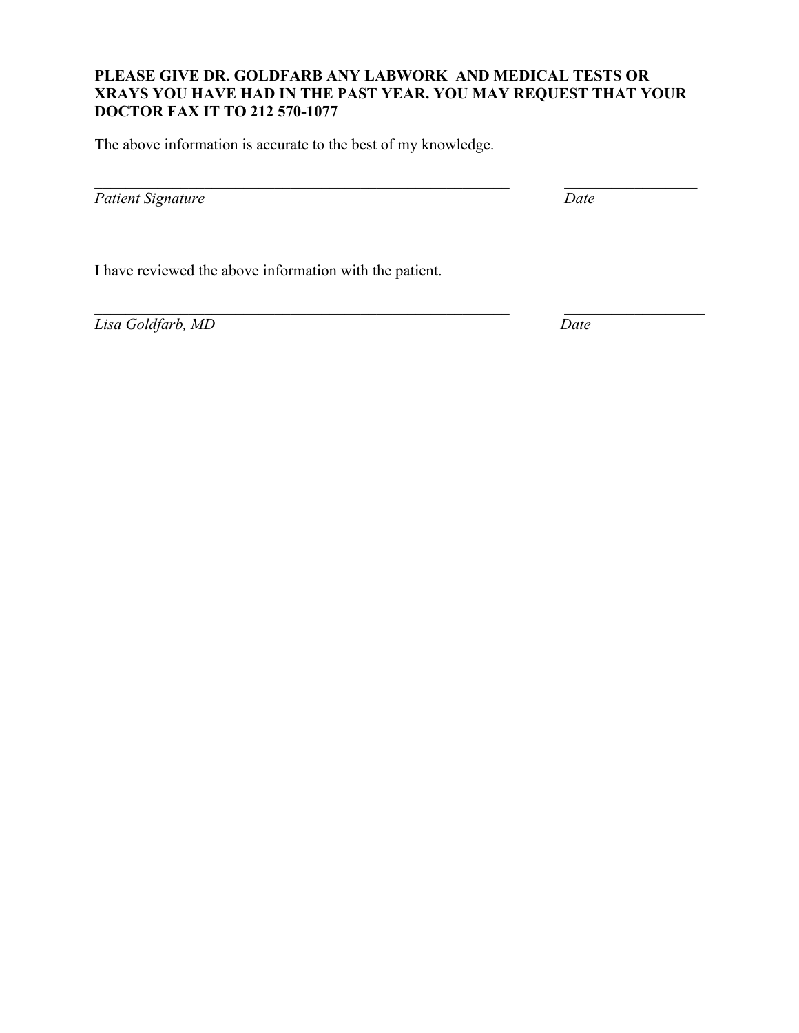**PLEASE GIVE DR. GOLDFARB ANY LABWORK AND MEDICAL TESTS OR XRAYS YOU HAVE HAD IN THE PAST YEAR. YOU MAY REQUEST THAT YOUR DOCTOR FAX IT TO 212 570-1077**

The above information is accurate to the best of my knowledge.

_______________________________________________ \_\_\_\_\_\_\_\_\_\_\_\_\_\_\_

*Patient Signature* *Date*

I have reviewed the above information with the patient.

_______________________________________________ \_\_\_\_\_\_\_\_\_\_\_\_\_\_\_

*Lisa Goldfarb, MD* *Date*